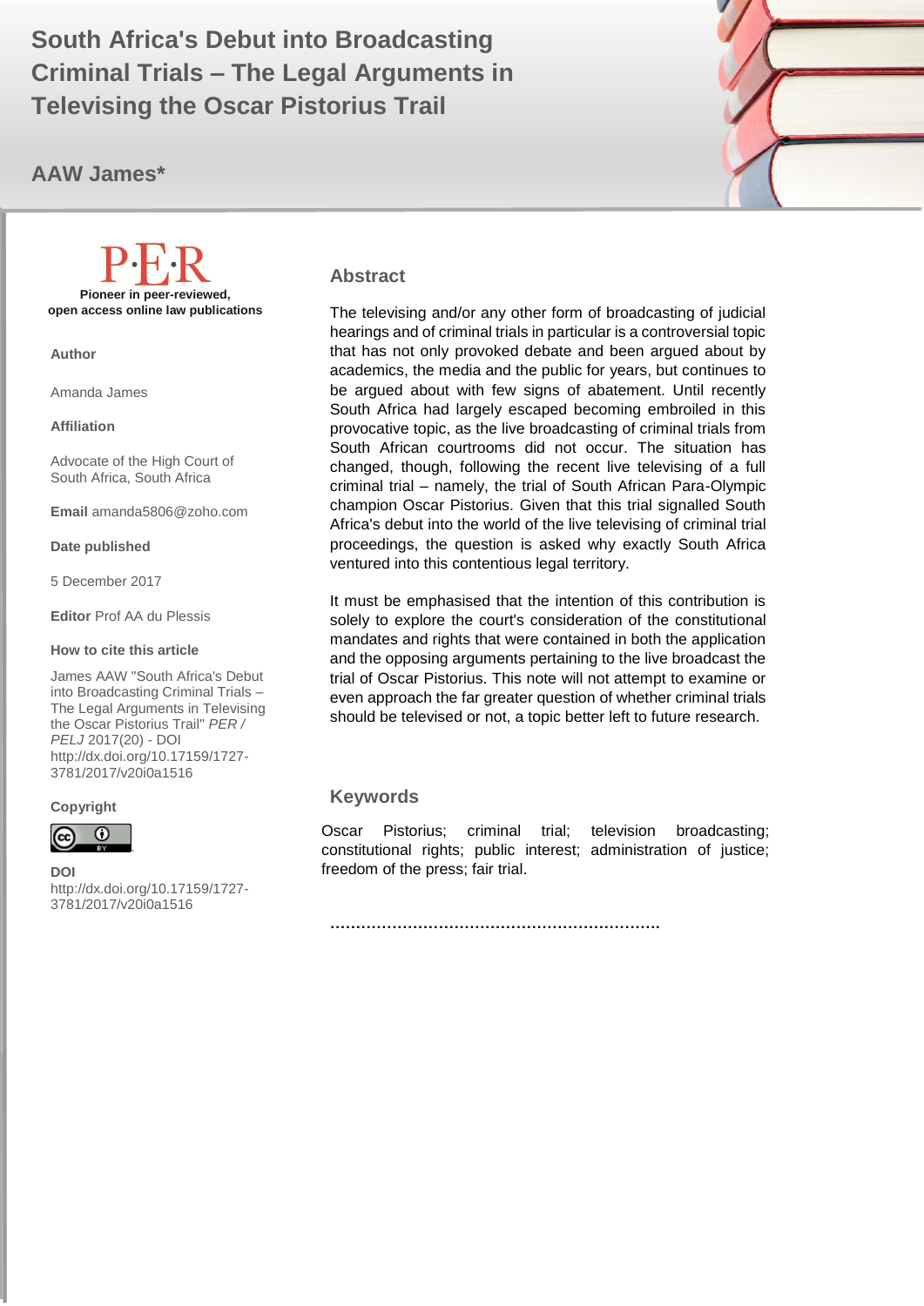# South Africa's Debut into Broadcasting Criminal Trials – The Legal Arguments in Televising the Oscar Pistorius Trail

**AAW James***

P·E·R

**Pioneer in peer-reviewed, open access online law publications**

**Author**

Amanda James

**Affiliation**

Advocate of the High Court of South Africa, South Africa

**Email** amanda5806@zoho.com

**Date published**

5 December 2017

**Editor** Prof AA du Plessis

**How to cite this article**

James AAW "South Africa's Debut into Broadcasting Criminal Trials – The Legal Arguments in Televising the Oscar Pistorius Trail" *PER / PELJ* 2017(20) - DOI http://dx.doi.org/10.17159/1727-3781/2017/v20i0a1516

**Copyright**

**DOI**
http://dx.doi.org/10.17159/1727-3781/2017/v20i0a1516

## Abstract

The televising and/or any other form of broadcasting of judicial hearings and of criminal trials in particular is a controversial topic that has not only provoked debate and been argued about by academics, the media and the public for years, but continues to be argued about with few signs of abatement. Until recently South Africa had largely escaped becoming embroiled in this provocative topic, as the live broadcasting of criminal trials from South African courtrooms did not occur. The situation has changed, though, following the recent live televising of a full criminal trial – namely, the trial of South African Para-Olympic champion Oscar Pistorius. Given that this trial signalled South Africa's debut into the world of the live televising of criminal trial proceedings, the question is asked why exactly South Africa ventured into this contentious legal territory.

It must be emphasised that the intention of this contribution is solely to explore the court's consideration of the constitutional mandates and rights that were contained in both the application and the opposing arguments pertaining to the live broadcast the trial of Oscar Pistorius. This note will not attempt to examine or even approach the far greater question of whether criminal trials should be televised or not, a topic better left to future research.

## Keywords

Oscar Pistorius; criminal trial; television broadcasting; constitutional rights; public interest; administration of justice; freedom of the press; fair trial.

……………………………………………………….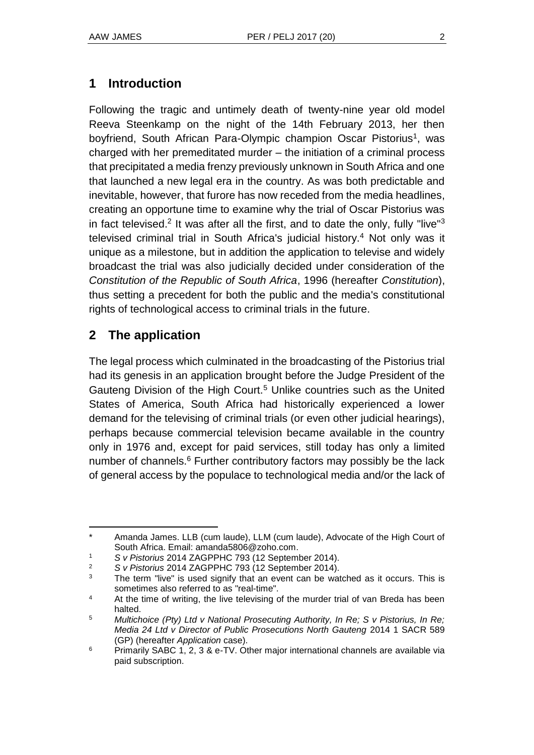## 1 Introduction

Following the tragic and untimely death of twenty-nine year old model Reeva Steenkamp on the night of the 14th February 2013, her then boyfriend, South African Para-Olympic champion Oscar Pistorius[1], was charged with her premeditated murder – the initiation of a criminal process that precipitated a media frenzy previously unknown in South Africa and one that launched a new legal era in the country. As was both predictable and inevitable, however, that furore has now receded from the media headlines, creating an opportune time to examine why the trial of Oscar Pistorius was in fact televised.[2] It was after all the first, and to date the only, fully "live"[3] televised criminal trial in South Africa's judicial history.[4] Not only was it unique as a milestone, but in addition the application to televise and widely broadcast the trial was also judicially decided under consideration of the *Constitution of the Republic of South Africa*, 1996 (hereafter *Constitution*), thus setting a precedent for both the public and the media's constitutional rights of technological access to criminal trials in the future.

## 2 The application

The legal process which culminated in the broadcasting of the Pistorius trial had its genesis in an application brought before the Judge President of the Gauteng Division of the High Court.[5] Unlike countries such as the United States of America, South Africa had historically experienced a lower demand for the televising of criminal trials (or even other judicial hearings), perhaps because commercial television became available in the country only in 1976 and, except for paid services, still today has only a limited number of channels.[6] Further contributory factors may possibly be the lack of general access by the populace to technological media and/or the lack of

---

\* Amanda James. LLB (cum laude), LLM (cum laude), Advocate of the High Court of South Africa. Email: amanda5806@zoho.com.

[1] *S v Pistorius* 2014 ZAGPPHC 793 (12 September 2014).

[2] *S v Pistorius* 2014 ZAGPPHC 793 (12 September 2014).

[3] The term "live" is used signify that an event can be watched as it occurs. This is sometimes also referred to as "real-time".

[4] At the time of writing, the live televising of the murder trial of van Breda has been halted.

[5] *Multichoice (Pty) Ltd v National Prosecuting Authority, In Re; S v Pistorius, In Re; Media 24 Ltd v Director of Public Prosecutions North Gauteng* 2014 1 SACR 589 (GP) (hereafter *Application* case).

[6] Primarily SABC 1, 2, 3 & e-TV. Other major international channels are available via paid subscription.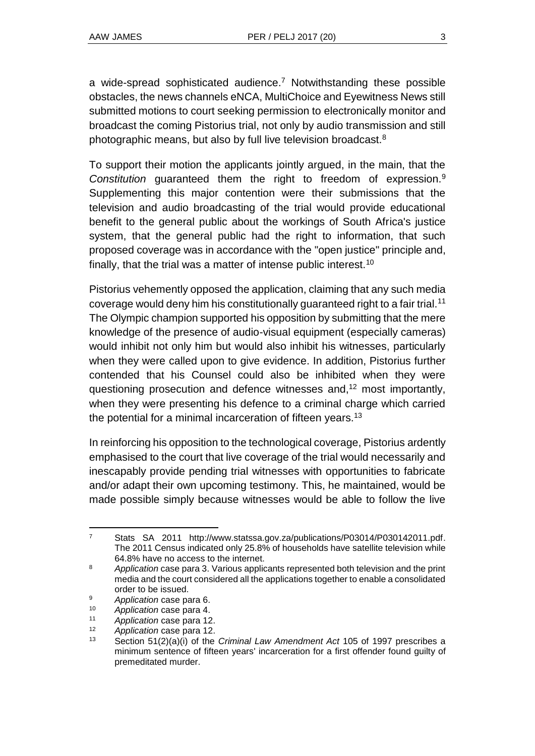a wide-spread sophisticated audience.[7] Notwithstanding these possible obstacles, the news channels eNCA, MultiChoice and Eyewitness News still submitted motions to court seeking permission to electronically monitor and broadcast the coming Pistorius trial, not only by audio transmission and still photographic means, but also by full live television broadcast.[8]

To support their motion the applicants jointly argued, in the main, that the *Constitution* guaranteed them the right to freedom of expression.[9] Supplementing this major contention were their submissions that the television and audio broadcasting of the trial would provide educational benefit to the general public about the workings of South Africa's justice system, that the general public had the right to information, that such proposed coverage was in accordance with the "open justice" principle and, finally, that the trial was a matter of intense public interest.[10]

Pistorius vehemently opposed the application, claiming that any such media coverage would deny him his constitutionally guaranteed right to a fair trial.[11] The Olympic champion supported his opposition by submitting that the mere knowledge of the presence of audio-visual equipment (especially cameras) would inhibit not only him but would also inhibit his witnesses, particularly when they were called upon to give evidence. In addition, Pistorius further contended that his Counsel could also be inhibited when they were questioning prosecution and defence witnesses and,[12] most importantly, when they were presenting his defence to a criminal charge which carried the potential for a minimal incarceration of fifteen years.[13]

In reinforcing his opposition to the technological coverage, Pistorius ardently emphasised to the court that live coverage of the trial would necessarily and inescapably provide pending trial witnesses with opportunities to fabricate and/or adapt their own upcoming testimony. This, he maintained, would be made possible simply because witnesses would be able to follow the live

---

[7] Stats SA 2011 http://www.statssa.gov.za/publications/P03014/P030142011.pdf. The 2011 Census indicated only 25.8% of households have satellite television while 64.8% have no access to the internet.

[8] *Application* case para 3. Various applicants represented both television and the print media and the court considered all the applications together to enable a consolidated order to be issued.

[9] *Application* case para 6.

[10] *Application* case para 4.

[11] *Application* case para 12.

[12] *Application* case para 12.

[13] Section 51(2)(a)(i) of the *Criminal Law Amendment Act* 105 of 1997 prescribes a minimum sentence of fifteen years' incarceration for a first offender found guilty of premeditated murder.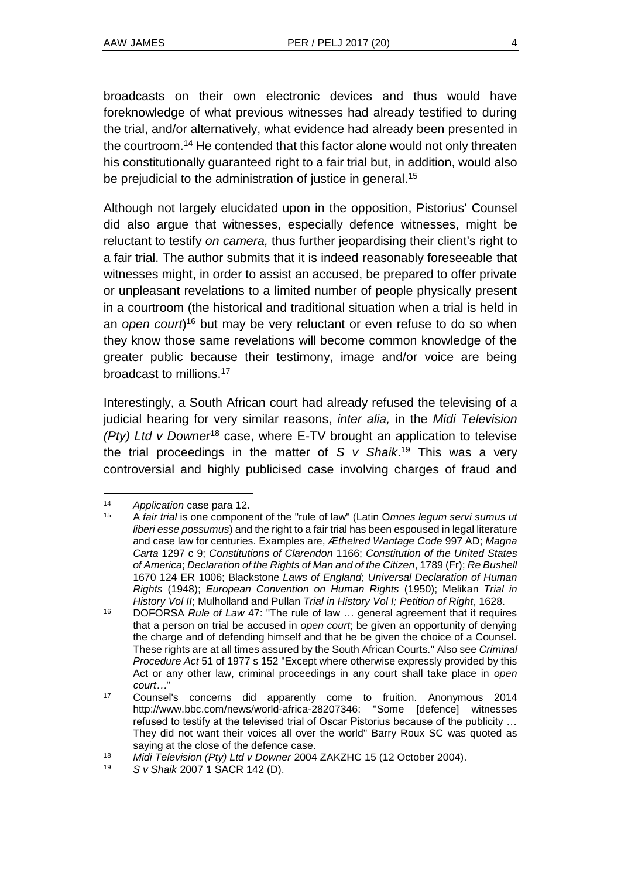broadcasts on their own electronic devices and thus would have foreknowledge of what previous witnesses had already testified to during the trial, and/or alternatively, what evidence had already been presented in the courtroom.[14] He contended that this factor alone would not only threaten his constitutionally guaranteed right to a fair trial but, in addition, would also be prejudicial to the administration of justice in general.[15]

Although not largely elucidated upon in the opposition, Pistorius' Counsel did also argue that witnesses, especially defence witnesses, might be reluctant to testify *on camera,* thus further jeopardising their client's right to a fair trial. The author submits that it is indeed reasonably foreseeable that witnesses might, in order to assist an accused, be prepared to offer private or unpleasant revelations to a limited number of people physically present in a courtroom (the historical and traditional situation when a trial is held in an *open court*)[16] but may be very reluctant or even refuse to do so when they know those same revelations will become common knowledge of the greater public because their testimony, image and/or voice are being broadcast to millions.[17]

Interestingly, a South African court had already refused the televising of a judicial hearing for very similar reasons, *inter alia,* in the *Midi Television (Pty) Ltd v Downer*[18] case, where E-TV brought an application to televise the trial proceedings in the matter of *S v Shaik*.[19] This was a very controversial and highly publicised case involving charges of fraud and

---

[14] *Application* case para 12.

[15] A *fair trial* is one component of the "rule of law" (Latin O*mnes legum servi sumus ut liberi esse possumus*) and the right to a fair trial has been espoused in legal literature and case law for centuries. Examples are, *Æthelred Wantage Code* 997 AD; *Magna Carta* 1297 c 9; *Constitutions of Clarendon* 1166; *Constitution of the United States of America*; *Declaration of the Rights of Man and of the Citizen*, 1789 (Fr); *Re Bushell* 1670 124 ER 1006; Blackstone *Laws of England*; *Universal Declaration of Human Rights* (1948); *European Convention on Human Rights* (1950); Melikan *Trial in History Vol II*; Mulholland and Pullan *Trial in History Vol I; Petition of Right*, 1628.

[16] DOFORSA *Rule of Law* 47: "The rule of law … general agreement that it requires that a person on trial be accused in *open court*; be given an opportunity of denying the charge and of defending himself and that he be given the choice of a Counsel. These rights are at all times assured by the South African Courts." Also see *Criminal Procedure Act* 51 of 1977 s 152 "Except where otherwise expressly provided by this Act or any other law, criminal proceedings in any court shall take place in *open court…*"

[17] Counsel's concerns did apparently come to fruition. Anonymous 2014 http://www.bbc.com/news/world-africa-28207346: "Some [defence] witnesses refused to testify at the televised trial of Oscar Pistorius because of the publicity … They did not want their voices all over the world" Barry Roux SC was quoted as saying at the close of the defence case.

[18] *Midi Television (Pty) Ltd v Downer* 2004 ZAKZHC 15 (12 October 2004).

[19] *S v Shaik* 2007 1 SACR 142 (D).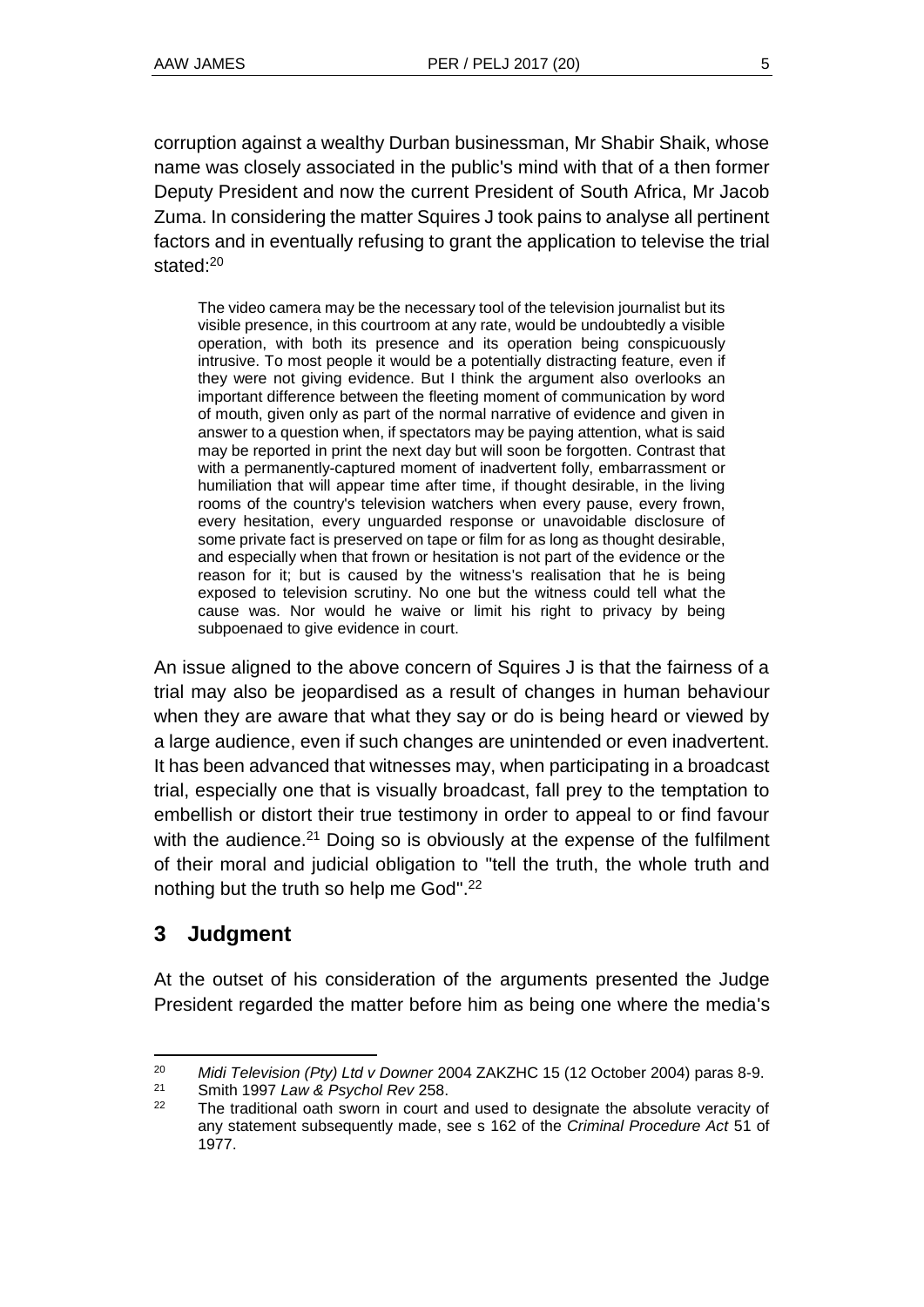corruption against a wealthy Durban businessman, Mr Shabir Shaik, whose name was closely associated in the public's mind with that of a then former Deputy President and now the current President of South Africa, Mr Jacob Zuma. In considering the matter Squires J took pains to analyse all pertinent factors and in eventually refusing to grant the application to televise the trial stated:[20]

> The video camera may be the necessary tool of the television journalist but its visible presence, in this courtroom at any rate, would be undoubtedly a visible operation, with both its presence and its operation being conspicuously intrusive. To most people it would be a potentially distracting feature, even if they were not giving evidence. But I think the argument also overlooks an important difference between the fleeting moment of communication by word of mouth, given only as part of the normal narrative of evidence and given in answer to a question when, if spectators may be paying attention, what is said may be reported in print the next day but will soon be forgotten. Contrast that with a permanently-captured moment of inadvertent folly, embarrassment or humiliation that will appear time after time, if thought desirable, in the living rooms of the country's television watchers when every pause, every frown, every hesitation, every unguarded response or unavoidable disclosure of some private fact is preserved on tape or film for as long as thought desirable, and especially when that frown or hesitation is not part of the evidence or the reason for it; but is caused by the witness's realisation that he is being exposed to television scrutiny. No one but the witness could tell what the cause was. Nor would he waive or limit his right to privacy by being subpoenaed to give evidence in court.

An issue aligned to the above concern of Squires J is that the fairness of a trial may also be jeopardised as a result of changes in human behaviour when they are aware that what they say or do is being heard or viewed by a large audience, even if such changes are unintended or even inadvertent. It has been advanced that witnesses may, when participating in a broadcast trial, especially one that is visually broadcast, fall prey to the temptation to embellish or distort their true testimony in order to appeal to or find favour with the audience.[21] Doing so is obviously at the expense of the fulfilment of their moral and judicial obligation to "tell the truth, the whole truth and nothing but the truth so help me God".[22]

## 3 Judgment

At the outset of his consideration of the arguments presented the Judge President regarded the matter before him as being one where the media's

---

[20] *Midi Television (Pty) Ltd v Downer* 2004 ZAKZHC 15 (12 October 2004) paras 8-9.

[21] Smith 1997 *Law & Psychol Rev* 258.

[22] The traditional oath sworn in court and used to designate the absolute veracity of any statement subsequently made, see s 162 of the *Criminal Procedure Act* 51 of 1977.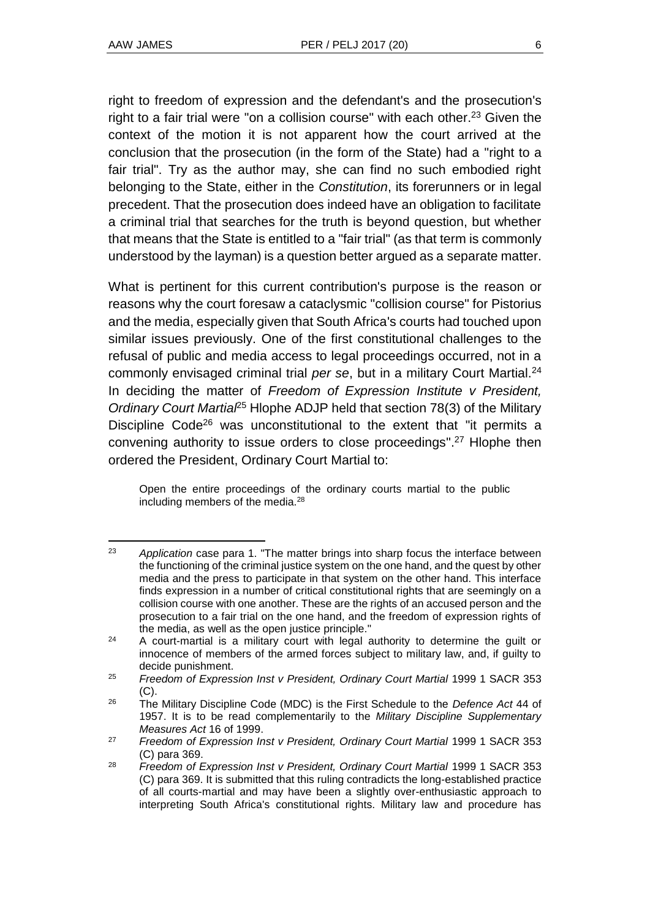right to freedom of expression and the defendant's and the prosecution's right to a fair trial were "on a collision course" with each other.[23] Given the context of the motion it is not apparent how the court arrived at the conclusion that the prosecution (in the form of the State) had a "right to a fair trial". Try as the author may, she can find no such embodied right belonging to the State, either in the *Constitution*, its forerunners or in legal precedent. That the prosecution does indeed have an obligation to facilitate a criminal trial that searches for the truth is beyond question, but whether that means that the State is entitled to a "fair trial" (as that term is commonly understood by the layman) is a question better argued as a separate matter.

What is pertinent for this current contribution's purpose is the reason or reasons why the court foresaw a cataclysmic "collision course" for Pistorius and the media, especially given that South Africa's courts had touched upon similar issues previously. One of the first constitutional challenges to the refusal of public and media access to legal proceedings occurred, not in a commonly envisaged criminal trial *per se*, but in a military Court Martial.[24] In deciding the matter of *Freedom of Expression Institute v President, Ordinary Court Martial*[25] Hlophe ADJP held that section 78(3) of the Military Discipline Code[26] was unconstitutional to the extent that "it permits a convening authority to issue orders to close proceedings".[27] Hlophe then ordered the President, Ordinary Court Martial to:

> Open the entire proceedings of the ordinary courts martial to the public including members of the media.[28]

---

[23] *Application* case para 1. "The matter brings into sharp focus the interface between the functioning of the criminal justice system on the one hand, and the quest by other media and the press to participate in that system on the other hand. This interface finds expression in a number of critical constitutional rights that are seemingly on a collision course with one another. These are the rights of an accused person and the prosecution to a fair trial on the one hand, and the freedom of expression rights of the media, as well as the open justice principle."

[24] A court-martial is a military court with legal authority to determine the guilt or innocence of members of the armed forces subject to military law, and, if guilty to decide punishment.

[25] *Freedom of Expression Inst v President, Ordinary Court Martial* 1999 1 SACR 353 (C).

[26] The Military Discipline Code (MDC) is the First Schedule to the *Defence Act* 44 of 1957. It is to be read complementarily to the *Military Discipline Supplementary Measures Act* 16 of 1999.

[27] *Freedom of Expression Inst v President, Ordinary Court Martial* 1999 1 SACR 353 (C) para 369.

[28] *Freedom of Expression Inst v President, Ordinary Court Martial* 1999 1 SACR 353 (C) para 369. It is submitted that this ruling contradicts the long-established practice of all courts-martial and may have been a slightly over-enthusiastic approach to interpreting South Africa's constitutional rights. Military law and procedure has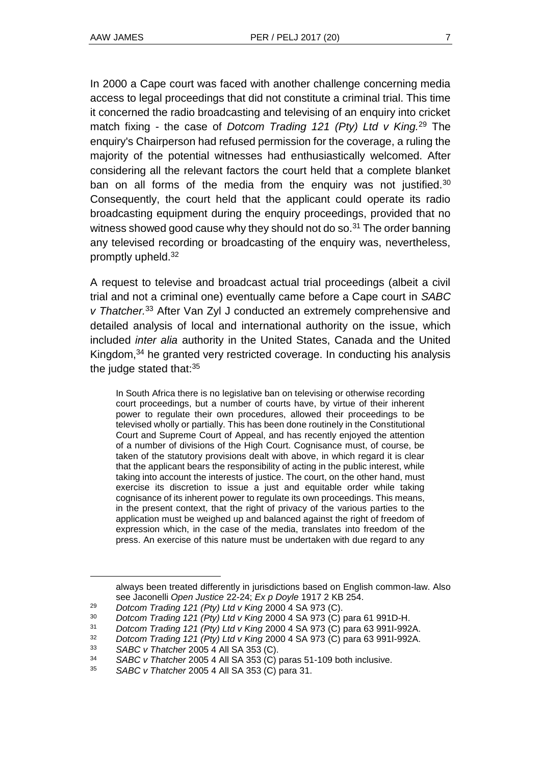In 2000 a Cape court was faced with another challenge concerning media access to legal proceedings that did not constitute a criminal trial. This time it concerned the radio broadcasting and televising of an enquiry into cricket match fixing - the case of *Dotcom Trading 121 (Pty) Ltd v King.*[29] The enquiry's Chairperson had refused permission for the coverage, a ruling the majority of the potential witnesses had enthusiastically welcomed. After considering all the relevant factors the court held that a complete blanket ban on all forms of the media from the enquiry was not justified.[30] Consequently, the court held that the applicant could operate its radio broadcasting equipment during the enquiry proceedings, provided that no witness showed good cause why they should not do so.[31] The order banning any televised recording or broadcasting of the enquiry was, nevertheless, promptly upheld.[32]

A request to televise and broadcast actual trial proceedings (albeit a civil trial and not a criminal one) eventually came before a Cape court in *SABC v Thatcher.*[33] After Van Zyl J conducted an extremely comprehensive and detailed analysis of local and international authority on the issue, which included *inter alia* authority in the United States, Canada and the United Kingdom,[34] he granted very restricted coverage. In conducting his analysis the judge stated that:[35]

> In South Africa there is no legislative ban on televising or otherwise recording court proceedings, but a number of courts have, by virtue of their inherent power to regulate their own procedures, allowed their proceedings to be televised wholly or partially. This has been done routinely in the Constitutional Court and Supreme Court of Appeal, and has recently enjoyed the attention of a number of divisions of the High Court. Cognisance must, of course, be taken of the statutory provisions dealt with above, in which regard it is clear that the applicant bears the responsibility of acting in the public interest, while taking into account the interests of justice. The court, on the other hand, must exercise its discretion to issue a just and equitable order while taking cognisance of its inherent power to regulate its own proceedings. This means, in the present context, that the right of privacy of the various parties to the application must be weighed up and balanced against the right of freedom of expression which, in the case of the media, translates into freedom of the press. An exercise of this nature must be undertaken with due regard to any

---

always been treated differently in jurisdictions based on English common-law. Also see Jaconelli *Open Justice* 22-24; *Ex p Doyle* 1917 2 KB 254.

29 *Dotcom Trading 121 (Pty) Ltd v King* 2000 4 SA 973 (C).

30 *Dotcom Trading 121 (Pty) Ltd v King* 2000 4 SA 973 (C) para 61 991D-H.

31 *Dotcom Trading 121 (Pty) Ltd v King* 2000 4 SA 973 (C) para 63 991I-992A.

32 *Dotcom Trading 121 (Pty) Ltd v King* 2000 4 SA 973 (C) para 63 991I-992A.

33 *SABC v Thatcher* 2005 4 All SA 353 (C).

34 *SABC v Thatcher* 2005 4 All SA 353 (C) paras 51-109 both inclusive.

35 *SABC v Thatcher* 2005 4 All SA 353 (C) para 31.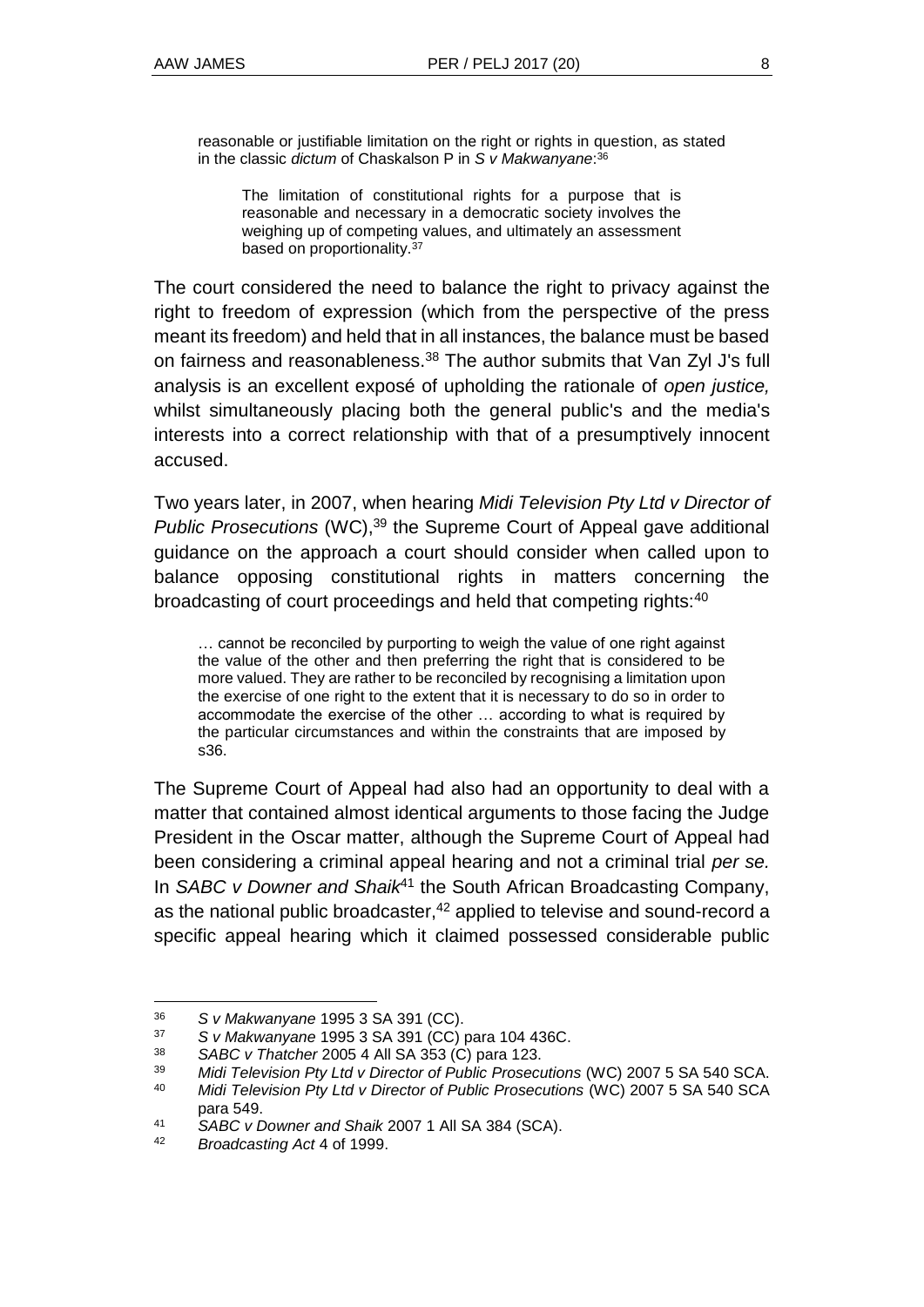> reasonable or justifiable limitation on the right or rights in question, as stated in the classic *dictum* of Chaskalson P in *S v Makwanyane*:[36]
>
> > The limitation of constitutional rights for a purpose that is reasonable and necessary in a democratic society involves the weighing up of competing values, and ultimately an assessment based on proportionality.[37]

The court considered the need to balance the right to privacy against the right to freedom of expression (which from the perspective of the press meant its freedom) and held that in all instances, the balance must be based on fairness and reasonableness.[38] The author submits that Van Zyl J's full analysis is an excellent exposé of upholding the rationale of *open justice,* whilst simultaneously placing both the general public's and the media's interests into a correct relationship with that of a presumptively innocent accused.

Two years later, in 2007, when hearing *Midi Television Pty Ltd v Director of Public Prosecutions* (WC),[39] the Supreme Court of Appeal gave additional guidance on the approach a court should consider when called upon to balance opposing constitutional rights in matters concerning the broadcasting of court proceedings and held that competing rights:[40]

> … cannot be reconciled by purporting to weigh the value of one right against the value of the other and then preferring the right that is considered to be more valued. They are rather to be reconciled by recognising a limitation upon the exercise of one right to the extent that it is necessary to do so in order to accommodate the exercise of the other … according to what is required by the particular circumstances and within the constraints that are imposed by s36.

The Supreme Court of Appeal had also had an opportunity to deal with a matter that contained almost identical arguments to those facing the Judge President in the Oscar matter, although the Supreme Court of Appeal had been considering a criminal appeal hearing and not a criminal trial *per se.* In *SABC v Downer and Shaik*[41] the South African Broadcasting Company, as the national public broadcaster,[42] applied to televise and sound-record a specific appeal hearing which it claimed possessed considerable public

---

[36] *S v Makwanyane* 1995 3 SA 391 (CC).

[37] *S v Makwanyane* 1995 3 SA 391 (CC) para 104 436C.

[38] *SABC v Thatcher* 2005 4 All SA 353 (C) para 123.

[39] *Midi Television Pty Ltd v Director of Public Prosecutions* (WC) 2007 5 SA 540 SCA.

[40] *Midi Television Pty Ltd v Director of Public Prosecutions* (WC) 2007 5 SA 540 SCA para 549.

[41] *SABC v Downer and Shaik* 2007 1 All SA 384 (SCA).

[42] *Broadcasting Act* 4 of 1999.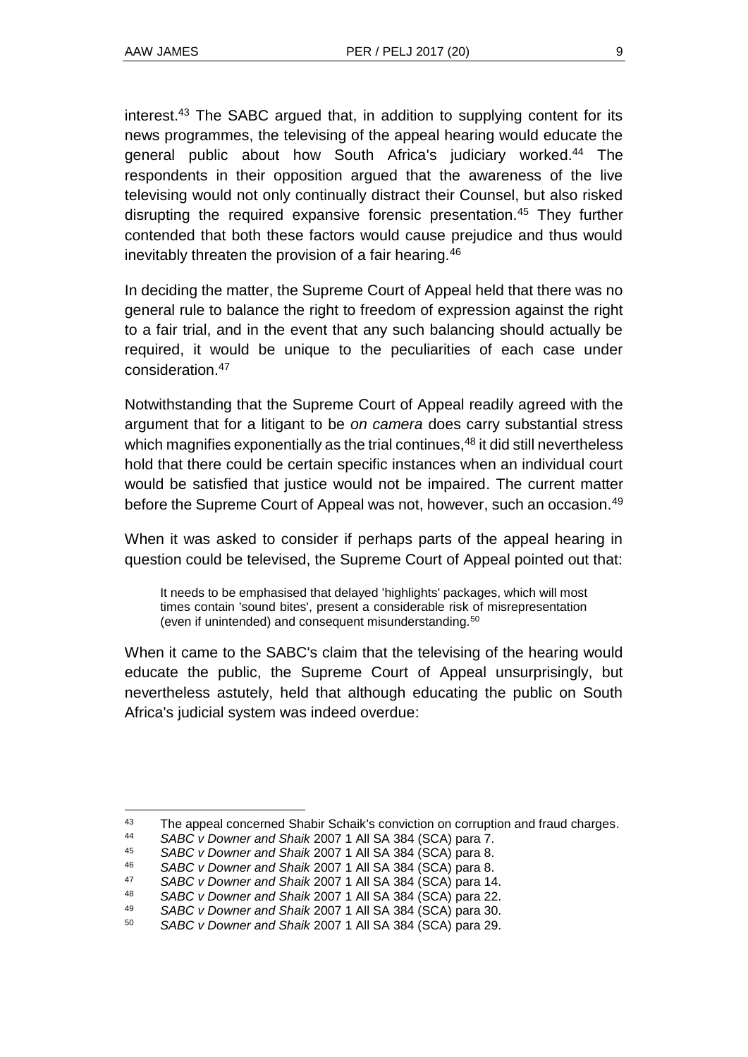interest.[43] The SABC argued that, in addition to supplying content for its news programmes, the televising of the appeal hearing would educate the general public about how South Africa's judiciary worked.[44] The respondents in their opposition argued that the awareness of the live televising would not only continually distract their Counsel, but also risked disrupting the required expansive forensic presentation.[45] They further contended that both these factors would cause prejudice and thus would inevitably threaten the provision of a fair hearing.[46]

In deciding the matter, the Supreme Court of Appeal held that there was no general rule to balance the right to freedom of expression against the right to a fair trial, and in the event that any such balancing should actually be required, it would be unique to the peculiarities of each case under consideration.[47]

Notwithstanding that the Supreme Court of Appeal readily agreed with the argument that for a litigant to be *on camera* does carry substantial stress which magnifies exponentially as the trial continues,[48] it did still nevertheless hold that there could be certain specific instances when an individual court would be satisfied that justice would not be impaired. The current matter before the Supreme Court of Appeal was not, however, such an occasion.[49]

When it was asked to consider if perhaps parts of the appeal hearing in question could be televised, the Supreme Court of Appeal pointed out that:

> It needs to be emphasised that delayed 'highlights' packages, which will most times contain 'sound bites', present a considerable risk of misrepresentation (even if unintended) and consequent misunderstanding.[50]

When it came to the SABC's claim that the televising of the hearing would educate the public, the Supreme Court of Appeal unsurprisingly, but nevertheless astutely, held that although educating the public on South Africa's judicial system was indeed overdue:

---

[43] The appeal concerned Shabir Schaik's conviction on corruption and fraud charges.

[44] *SABC v Downer and Shaik* 2007 1 All SA 384 (SCA) para 7.

[45] *SABC v Downer and Shaik* 2007 1 All SA 384 (SCA) para 8.

[46] *SABC v Downer and Shaik* 2007 1 All SA 384 (SCA) para 8.

[47] *SABC v Downer and Shaik* 2007 1 All SA 384 (SCA) para 14.

[48] *SABC v Downer and Shaik* 2007 1 All SA 384 (SCA) para 22.

[49] *SABC v Downer and Shaik* 2007 1 All SA 384 (SCA) para 30.

[50] *SABC v Downer and Shaik* 2007 1 All SA 384 (SCA) para 29.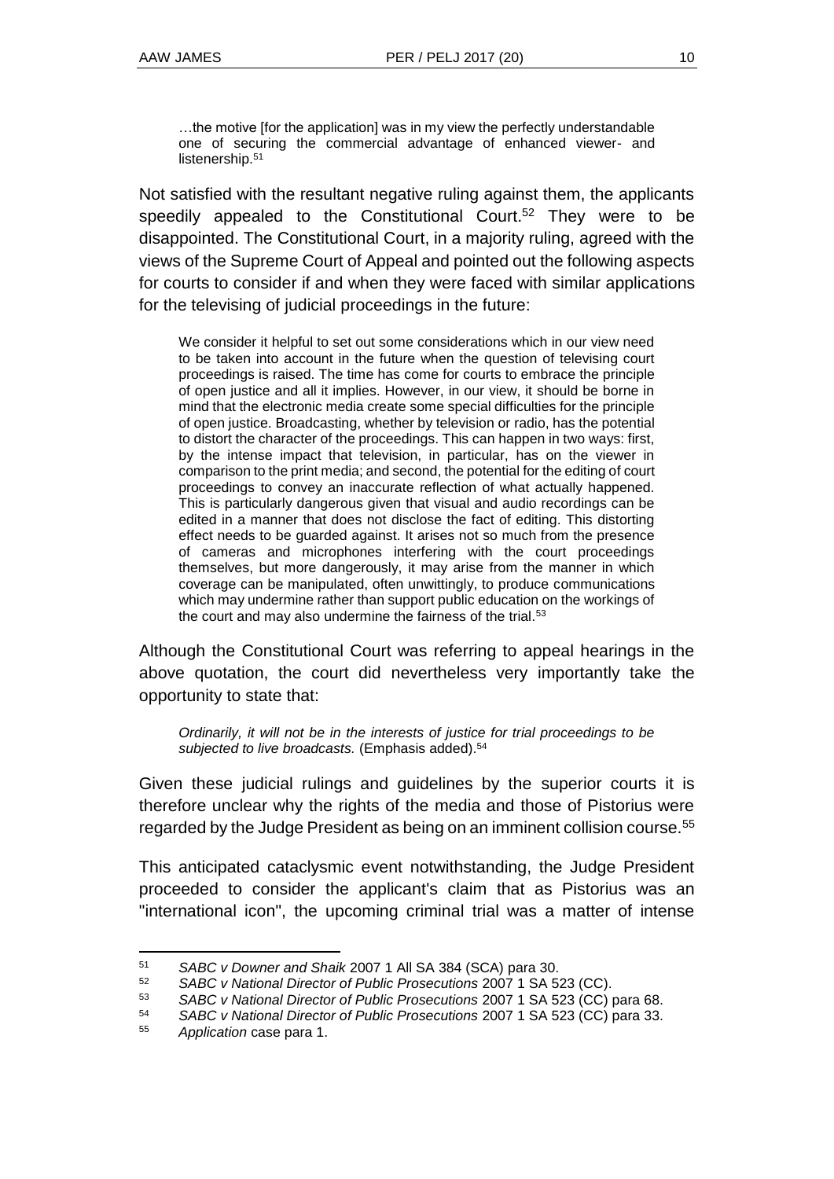> …the motive [for the application] was in my view the perfectly understandable one of securing the commercial advantage of enhanced viewer- and listenership.[51]

Not satisfied with the resultant negative ruling against them, the applicants speedily appealed to the Constitutional Court.[52] They were to be disappointed. The Constitutional Court, in a majority ruling, agreed with the views of the Supreme Court of Appeal and pointed out the following aspects for courts to consider if and when they were faced with similar applications for the televising of judicial proceedings in the future:

> We consider it helpful to set out some considerations which in our view need to be taken into account in the future when the question of televising court proceedings is raised. The time has come for courts to embrace the principle of open justice and all it implies. However, in our view, it should be borne in mind that the electronic media create some special difficulties for the principle of open justice. Broadcasting, whether by television or radio, has the potential to distort the character of the proceedings. This can happen in two ways: first, by the intense impact that television, in particular, has on the viewer in comparison to the print media; and second, the potential for the editing of court proceedings to convey an inaccurate reflection of what actually happened. This is particularly dangerous given that visual and audio recordings can be edited in a manner that does not disclose the fact of editing. This distorting effect needs to be guarded against. It arises not so much from the presence of cameras and microphones interfering with the court proceedings themselves, but more dangerously, it may arise from the manner in which coverage can be manipulated, often unwittingly, to produce communications which may undermine rather than support public education on the workings of the court and may also undermine the fairness of the trial.[53]

Although the Constitutional Court was referring to appeal hearings in the above quotation, the court did nevertheless very importantly take the opportunity to state that:

> *Ordinarily, it will not be in the interests of justice for trial proceedings to be subjected to live broadcasts.* (Emphasis added).[54]

Given these judicial rulings and guidelines by the superior courts it is therefore unclear why the rights of the media and those of Pistorius were regarded by the Judge President as being on an imminent collision course.[55]

This anticipated cataclysmic event notwithstanding, the Judge President proceeded to consider the applicant's claim that as Pistorius was an "international icon", the upcoming criminal trial was a matter of intense

---

[51] *SABC v Downer and Shaik* 2007 1 All SA 384 (SCA) para 30.

[52] *SABC v National Director of Public Prosecutions* 2007 1 SA 523 (CC).

[53] *SABC v National Director of Public Prosecutions* 2007 1 SA 523 (CC) para 68.

[54] *SABC v National Director of Public Prosecutions* 2007 1 SA 523 (CC) para 33.

[55] *Application* case para 1.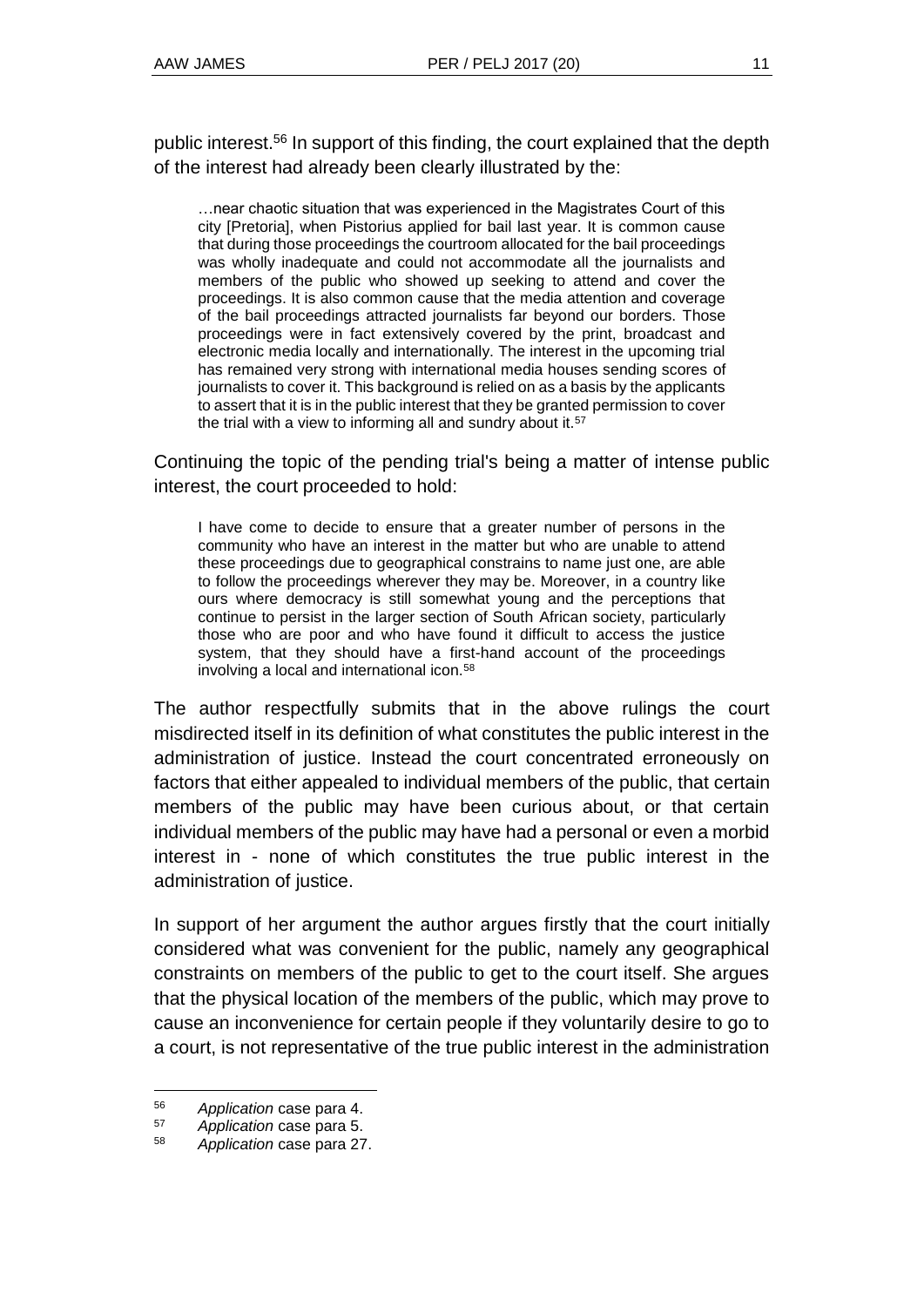public interest.[56] In support of this finding, the court explained that the depth of the interest had already been clearly illustrated by the:

> …near chaotic situation that was experienced in the Magistrates Court of this city [Pretoria], when Pistorius applied for bail last year. It is common cause that during those proceedings the courtroom allocated for the bail proceedings was wholly inadequate and could not accommodate all the journalists and members of the public who showed up seeking to attend and cover the proceedings. It is also common cause that the media attention and coverage of the bail proceedings attracted journalists far beyond our borders. Those proceedings were in fact extensively covered by the print, broadcast and electronic media locally and internationally. The interest in the upcoming trial has remained very strong with international media houses sending scores of journalists to cover it. This background is relied on as a basis by the applicants to assert that it is in the public interest that they be granted permission to cover the trial with a view to informing all and sundry about it.[57]

Continuing the topic of the pending trial's being a matter of intense public interest, the court proceeded to hold:

> I have come to decide to ensure that a greater number of persons in the community who have an interest in the matter but who are unable to attend these proceedings due to geographical constrains to name just one, are able to follow the proceedings wherever they may be. Moreover, in a country like ours where democracy is still somewhat young and the perceptions that continue to persist in the larger section of South African society, particularly those who are poor and who have found it difficult to access the justice system, that they should have a first-hand account of the proceedings involving a local and international icon.[58]

The author respectfully submits that in the above rulings the court misdirected itself in its definition of what constitutes the public interest in the administration of justice. Instead the court concentrated erroneously on factors that either appealed to individual members of the public, that certain members of the public may have been curious about, or that certain individual members of the public may have had a personal or even a morbid interest in - none of which constitutes the true public interest in the administration of justice.

In support of her argument the author argues firstly that the court initially considered what was convenient for the public, namely any geographical constraints on members of the public to get to the court itself. She argues that the physical location of the members of the public, which may prove to cause an inconvenience for certain people if they voluntarily desire to go to a court, is not representative of the true public interest in the administration

---

[56] *Application* case para 4.

[57] *Application* case para 5.

[58] *Application* case para 27.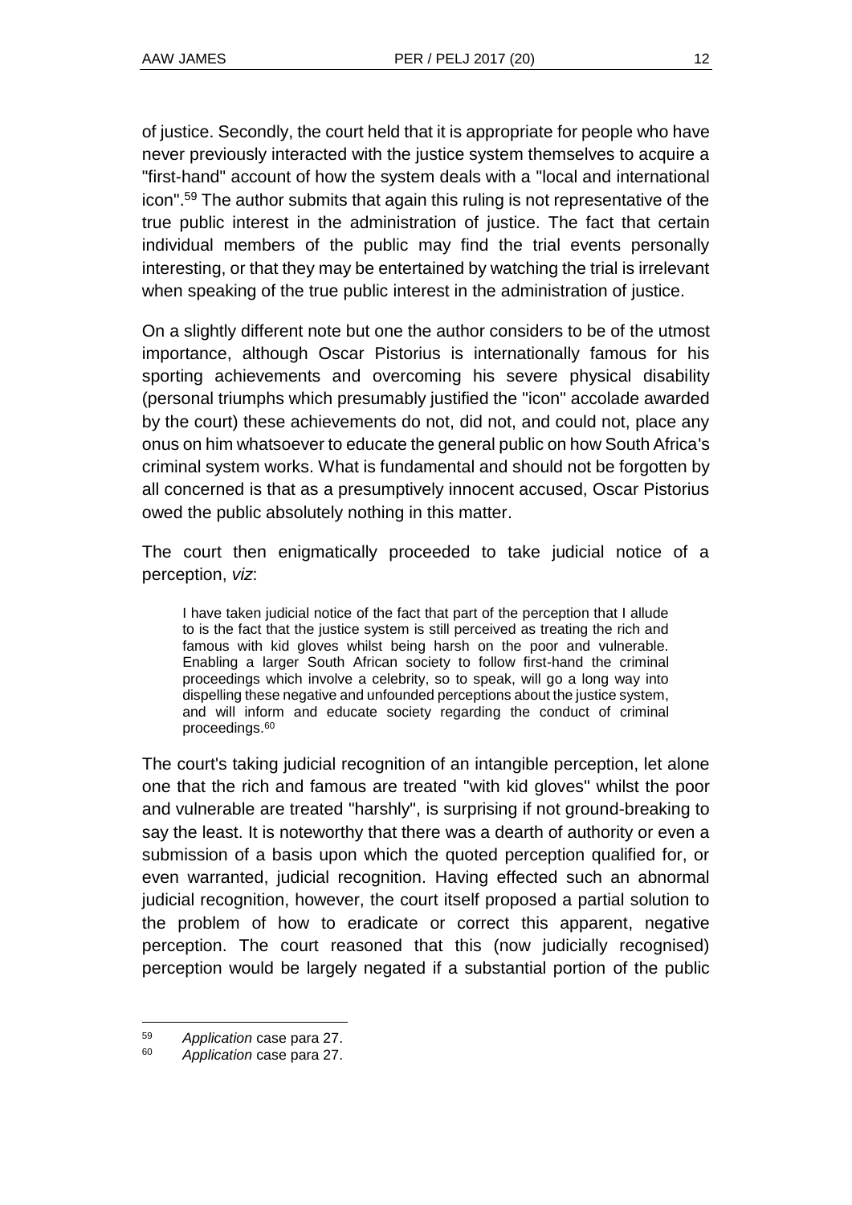of justice. Secondly, the court held that it is appropriate for people who have never previously interacted with the justice system themselves to acquire a "first-hand" account of how the system deals with a "local and international icon".[59] The author submits that again this ruling is not representative of the true public interest in the administration of justice. The fact that certain individual members of the public may find the trial events personally interesting, or that they may be entertained by watching the trial is irrelevant when speaking of the true public interest in the administration of justice.

On a slightly different note but one the author considers to be of the utmost importance, although Oscar Pistorius is internationally famous for his sporting achievements and overcoming his severe physical disability (personal triumphs which presumably justified the "icon" accolade awarded by the court) these achievements do not, did not, and could not, place any onus on him whatsoever to educate the general public on how South Africa's criminal system works. What is fundamental and should not be forgotten by all concerned is that as a presumptively innocent accused, Oscar Pistorius owed the public absolutely nothing in this matter.

The court then enigmatically proceeded to take judicial notice of a perception, *viz*:

> I have taken judicial notice of the fact that part of the perception that I allude to is the fact that the justice system is still perceived as treating the rich and famous with kid gloves whilst being harsh on the poor and vulnerable. Enabling a larger South African society to follow first-hand the criminal proceedings which involve a celebrity, so to speak, will go a long way into dispelling these negative and unfounded perceptions about the justice system, and will inform and educate society regarding the conduct of criminal proceedings.[60]

The court's taking judicial recognition of an intangible perception, let alone one that the rich and famous are treated "with kid gloves" whilst the poor and vulnerable are treated "harshly", is surprising if not ground-breaking to say the least. It is noteworthy that there was a dearth of authority or even a submission of a basis upon which the quoted perception qualified for, or even warranted, judicial recognition. Having effected such an abnormal judicial recognition, however, the court itself proposed a partial solution to the problem of how to eradicate or correct this apparent, negative perception. The court reasoned that this (now judicially recognised) perception would be largely negated if a substantial portion of the public

---

[59] *Application* case para 27.

[60] *Application* case para 27.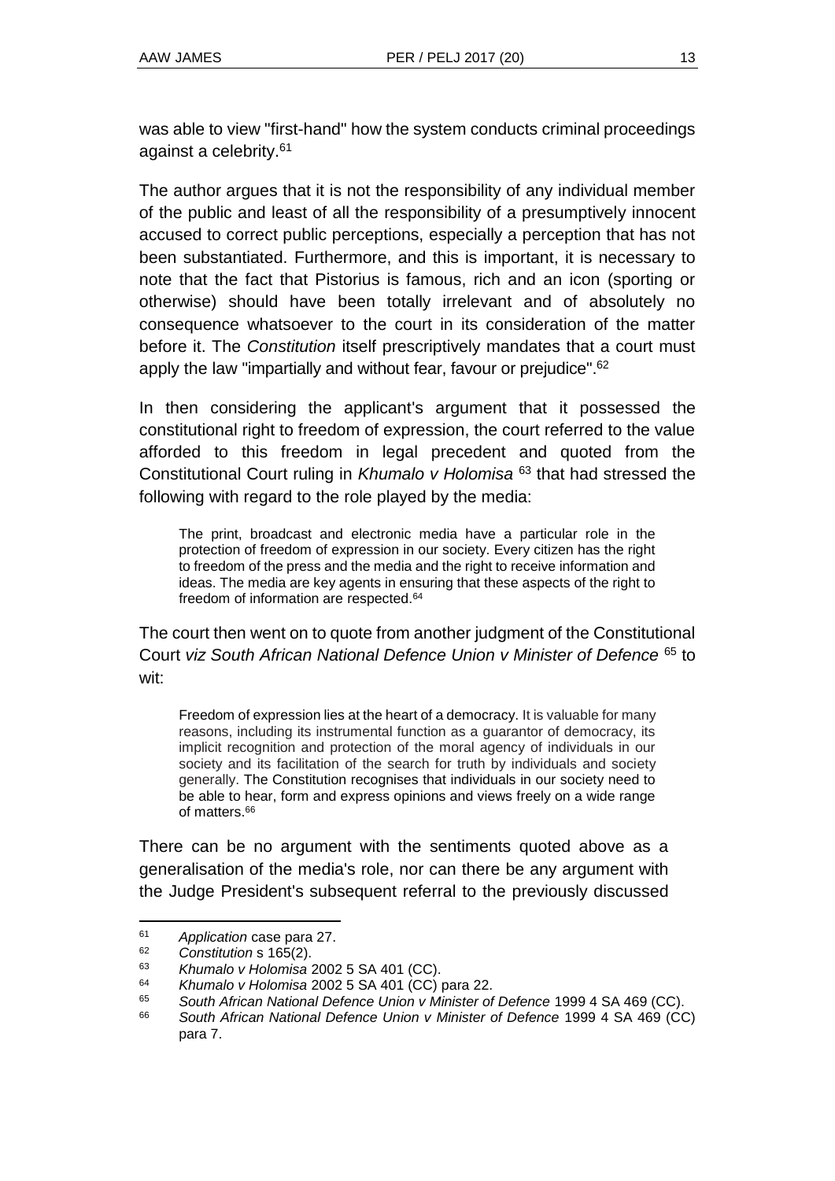was able to view "first-hand" how the system conducts criminal proceedings against a celebrity.[61]

The author argues that it is not the responsibility of any individual member of the public and least of all the responsibility of a presumptively innocent accused to correct public perceptions, especially a perception that has not been substantiated. Furthermore, and this is important, it is necessary to note that the fact that Pistorius is famous, rich and an icon (sporting or otherwise) should have been totally irrelevant and of absolutely no consequence whatsoever to the court in its consideration of the matter before it. The *Constitution* itself prescriptively mandates that a court must apply the law "impartially and without fear, favour or prejudice".[62]

In then considering the applicant's argument that it possessed the constitutional right to freedom of expression, the court referred to the value afforded to this freedom in legal precedent and quoted from the Constitutional Court ruling in *Khumalo v Holomisa* [63] that had stressed the following with regard to the role played by the media:

> The print, broadcast and electronic media have a particular role in the protection of freedom of expression in our society. Every citizen has the right to freedom of the press and the media and the right to receive information and ideas. The media are key agents in ensuring that these aspects of the right to freedom of information are respected.[64]

The court then went on to quote from another judgment of the Constitutional Court *viz South African National Defence Union v Minister of Defence* [65] to wit:

> Freedom of expression lies at the heart of a democracy. It is valuable for many reasons, including its instrumental function as a guarantor of democracy, its implicit recognition and protection of the moral agency of individuals in our society and its facilitation of the search for truth by individuals and society generally. The Constitution recognises that individuals in our society need to be able to hear, form and express opinions and views freely on a wide range of matters.[66]

There can be no argument with the sentiments quoted above as a generalisation of the media's role, nor can there be any argument with the Judge President's subsequent referral to the previously discussed

---

[61] *Application* case para 27.

[62] *Constitution* s 165(2).

[63] *Khumalo v Holomisa* 2002 5 SA 401 (CC).

[64] *Khumalo v Holomisa* 2002 5 SA 401 (CC) para 22.

[65] *South African National Defence Union v Minister of Defence* 1999 4 SA 469 (CC).

[66] *South African National Defence Union v Minister of Defence* 1999 4 SA 469 (CC) para 7.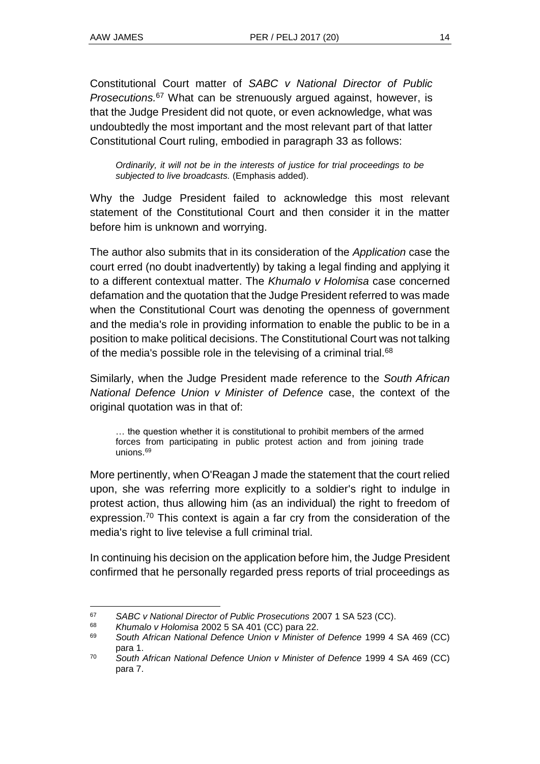Constitutional Court matter of *SABC v National Director of Public Prosecutions.*[67] What can be strenuously argued against, however, is that the Judge President did not quote, or even acknowledge, what was undoubtedly the most important and the most relevant part of that latter Constitutional Court ruling, embodied in paragraph 33 as follows:

> *Ordinarily, it will not be in the interests of justice for trial proceedings to be subjected to live broadcasts.* (Emphasis added).

Why the Judge President failed to acknowledge this most relevant statement of the Constitutional Court and then consider it in the matter before him is unknown and worrying.

The author also submits that in its consideration of the *Application* case the court erred (no doubt inadvertently) by taking a legal finding and applying it to a different contextual matter. The *Khumalo v Holomisa* case concerned defamation and the quotation that the Judge President referred to was made when the Constitutional Court was denoting the openness of government and the media's role in providing information to enable the public to be in a position to make political decisions. The Constitutional Court was not talking of the media's possible role in the televising of a criminal trial.[68]

Similarly, when the Judge President made reference to the *South African National Defence Union v Minister of Defence* case, the context of the original quotation was in that of:

> … the question whether it is constitutional to prohibit members of the armed forces from participating in public protest action and from joining trade unions.[69]

More pertinently, when O'Reagan J made the statement that the court relied upon, she was referring more explicitly to a soldier's right to indulge in protest action, thus allowing him (as an individual) the right to freedom of expression.[70] This context is again a far cry from the consideration of the media's right to live televise a full criminal trial.

In continuing his decision on the application before him, the Judge President confirmed that he personally regarded press reports of trial proceedings as

---

[67] *SABC v National Director of Public Prosecutions* 2007 1 SA 523 (CC).

[68] *Khumalo v Holomisa* 2002 5 SA 401 (CC) para 22.

[69] *South African National Defence Union v Minister of Defence* 1999 4 SA 469 (CC) para 1.

[70] *South African National Defence Union v Minister of Defence* 1999 4 SA 469 (CC) para 7.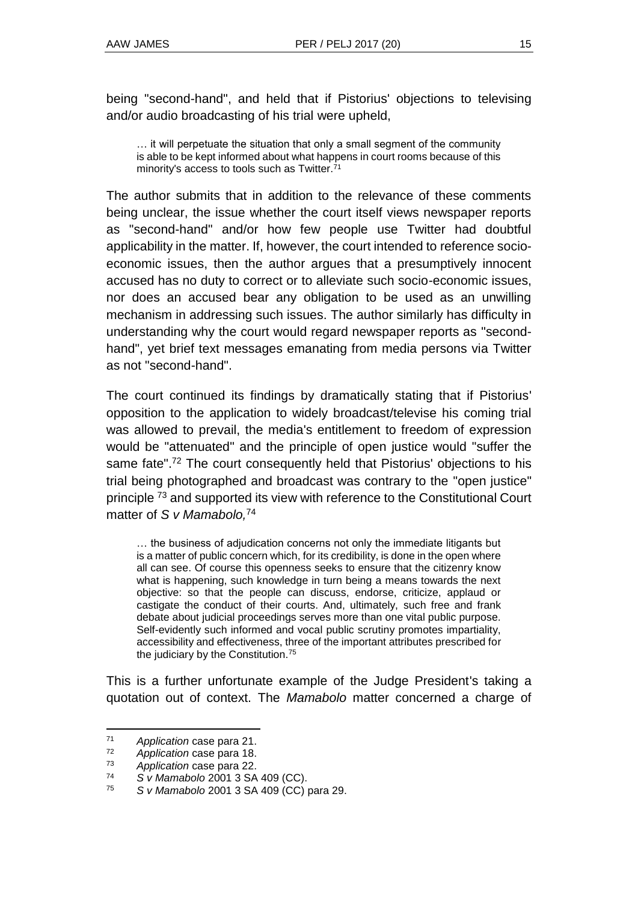being "second-hand", and held that if Pistorius' objections to televising and/or audio broadcasting of his trial were upheld,

> … it will perpetuate the situation that only a small segment of the community is able to be kept informed about what happens in court rooms because of this minority's access to tools such as Twitter.[71]

The author submits that in addition to the relevance of these comments being unclear, the issue whether the court itself views newspaper reports as "second-hand" and/or how few people use Twitter had doubtful applicability in the matter. If, however, the court intended to reference socio-economic issues, then the author argues that a presumptively innocent accused has no duty to correct or to alleviate such socio-economic issues, nor does an accused bear any obligation to be used as an unwilling mechanism in addressing such issues. The author similarly has difficulty in understanding why the court would regard newspaper reports as "second-hand", yet brief text messages emanating from media persons via Twitter as not "second-hand".

The court continued its findings by dramatically stating that if Pistorius' opposition to the application to widely broadcast/televise his coming trial was allowed to prevail, the media's entitlement to freedom of expression would be "attenuated" and the principle of open justice would "suffer the same fate".[72] The court consequently held that Pistorius' objections to his trial being photographed and broadcast was contrary to the "open justice" principle [73] and supported its view with reference to the Constitutional Court matter of *S v Mamabolo,*[74]

> … the business of adjudication concerns not only the immediate litigants but is a matter of public concern which, for its credibility, is done in the open where all can see. Of course this openness seeks to ensure that the citizenry know what is happening, such knowledge in turn being a means towards the next objective: so that the people can discuss, endorse, criticize, applaud or castigate the conduct of their courts. And, ultimately, such free and frank debate about judicial proceedings serves more than one vital public purpose. Self-evidently such informed and vocal public scrutiny promotes impartiality, accessibility and effectiveness, three of the important attributes prescribed for the judiciary by the Constitution.[75]

This is a further unfortunate example of the Judge President's taking a quotation out of context. The *Mamabolo* matter concerned a charge of

---

[71] *Application* case para 21.

[72] *Application* case para 18.

[73] *Application* case para 22.

[74] *S v Mamabolo* 2001 3 SA 409 (CC).

[75] *S v Mamabolo* 2001 3 SA 409 (CC) para 29.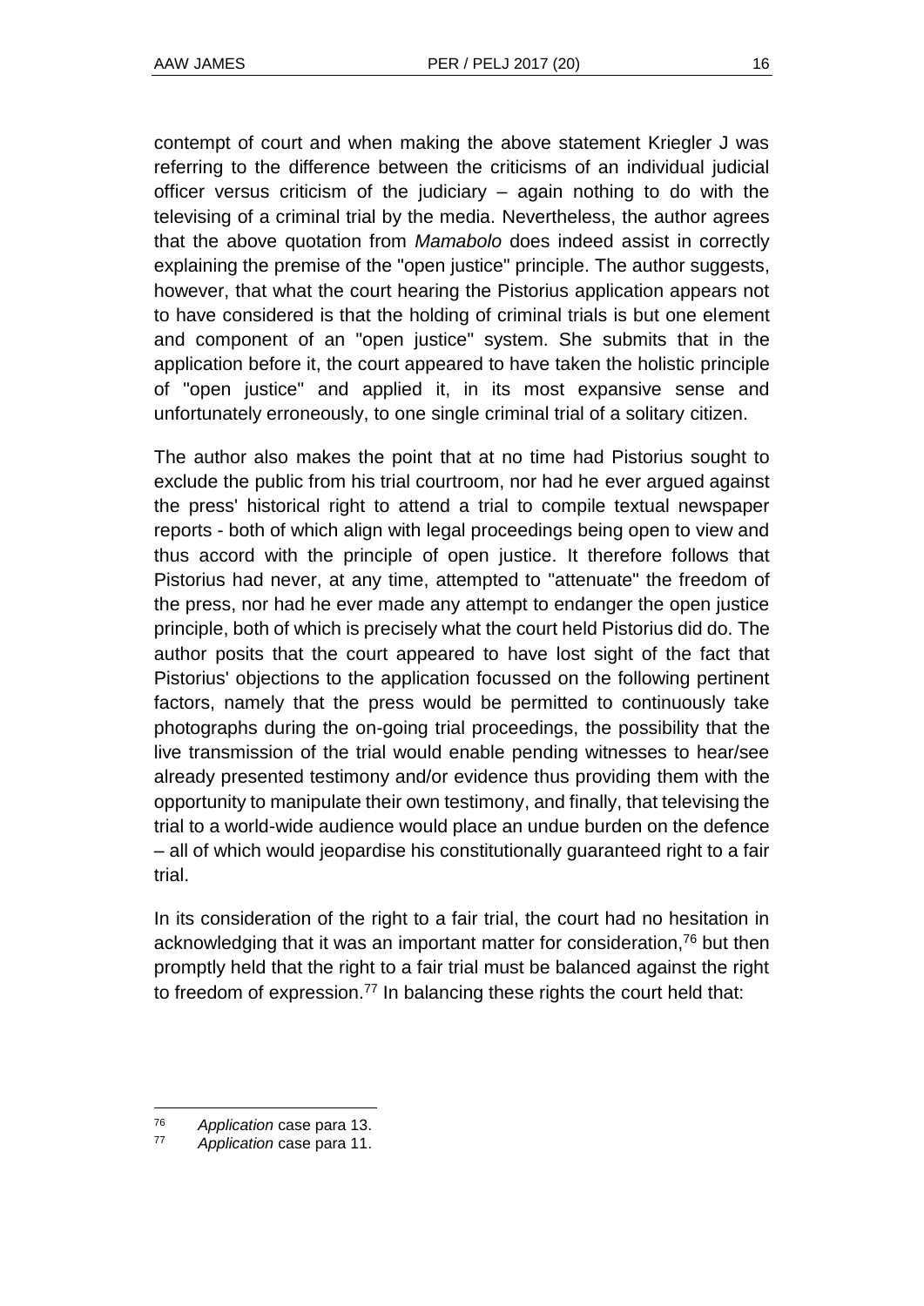contempt of court and when making the above statement Kriegler J was referring to the difference between the criticisms of an individual judicial officer versus criticism of the judiciary – again nothing to do with the televising of a criminal trial by the media. Nevertheless, the author agrees that the above quotation from *Mamabolo* does indeed assist in correctly explaining the premise of the "open justice" principle. The author suggests, however, that what the court hearing the Pistorius application appears not to have considered is that the holding of criminal trials is but one element and component of an "open justice" system. She submits that in the application before it, the court appeared to have taken the holistic principle of "open justice" and applied it, in its most expansive sense and unfortunately erroneously, to one single criminal trial of a solitary citizen.

The author also makes the point that at no time had Pistorius sought to exclude the public from his trial courtroom, nor had he ever argued against the press' historical right to attend a trial to compile textual newspaper reports - both of which align with legal proceedings being open to view and thus accord with the principle of open justice. It therefore follows that Pistorius had never, at any time, attempted to "attenuate" the freedom of the press, nor had he ever made any attempt to endanger the open justice principle, both of which is precisely what the court held Pistorius did do. The author posits that the court appeared to have lost sight of the fact that Pistorius' objections to the application focussed on the following pertinent factors, namely that the press would be permitted to continuously take photographs during the on-going trial proceedings, the possibility that the live transmission of the trial would enable pending witnesses to hear/see already presented testimony and/or evidence thus providing them with the opportunity to manipulate their own testimony, and finally, that televising the trial to a world-wide audience would place an undue burden on the defence – all of which would jeopardise his constitutionally guaranteed right to a fair trial.

In its consideration of the right to a fair trial, the court had no hesitation in acknowledging that it was an important matter for consideration,[76] but then promptly held that the right to a fair trial must be balanced against the right to freedom of expression.[77] In balancing these rights the court held that:

---

[76] *Application* case para 13.

[77] *Application* case para 11.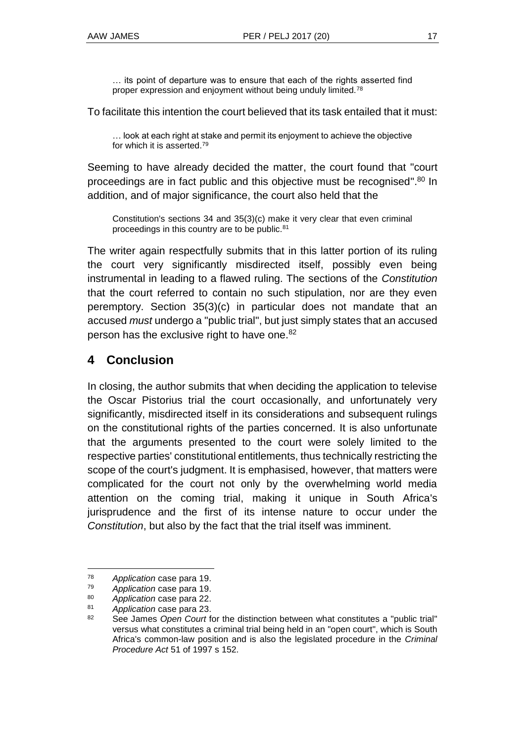> … its point of departure was to ensure that each of the rights asserted find proper expression and enjoyment without being unduly limited.[78]

To facilitate this intention the court believed that its task entailed that it must:

> … look at each right at stake and permit its enjoyment to achieve the objective for which it is asserted.[79]

Seeming to have already decided the matter, the court found that "court proceedings are in fact public and this objective must be recognised".[80] In addition, and of major significance, the court also held that the

> Constitution's sections 34 and 35(3)(c) make it very clear that even criminal proceedings in this country are to be public.[81]

The writer again respectfully submits that in this latter portion of its ruling the court very significantly misdirected itself, possibly even being instrumental in leading to a flawed ruling. The sections of the *Constitution* that the court referred to contain no such stipulation, nor are they even peremptory. Section 35(3)(c) in particular does not mandate that an accused *must* undergo a "public trial", but just simply states that an accused person has the exclusive right to have one.[82]

## 4 Conclusion

In closing, the author submits that when deciding the application to televise the Oscar Pistorius trial the court occasionally, and unfortunately very significantly, misdirected itself in its considerations and subsequent rulings on the constitutional rights of the parties concerned. It is also unfortunate that the arguments presented to the court were solely limited to the respective parties' constitutional entitlements, thus technically restricting the scope of the court's judgment. It is emphasised, however, that matters were complicated for the court not only by the overwhelming world media attention on the coming trial, making it unique in South Africa's jurisprudence and the first of its intense nature to occur under the *Constitution*, but also by the fact that the trial itself was imminent.

---

[78] *Application* case para 19.

[79] *Application* case para 19.

[80] *Application* case para 22.

[81] *Application* case para 23.

[82] See James *Open Court* for the distinction between what constitutes a "public trial" versus what constitutes a criminal trial being held in an "open court", which is South Africa's common-law position and is also the legislated procedure in the *Criminal Procedure Act* 51 of 1997 s 152.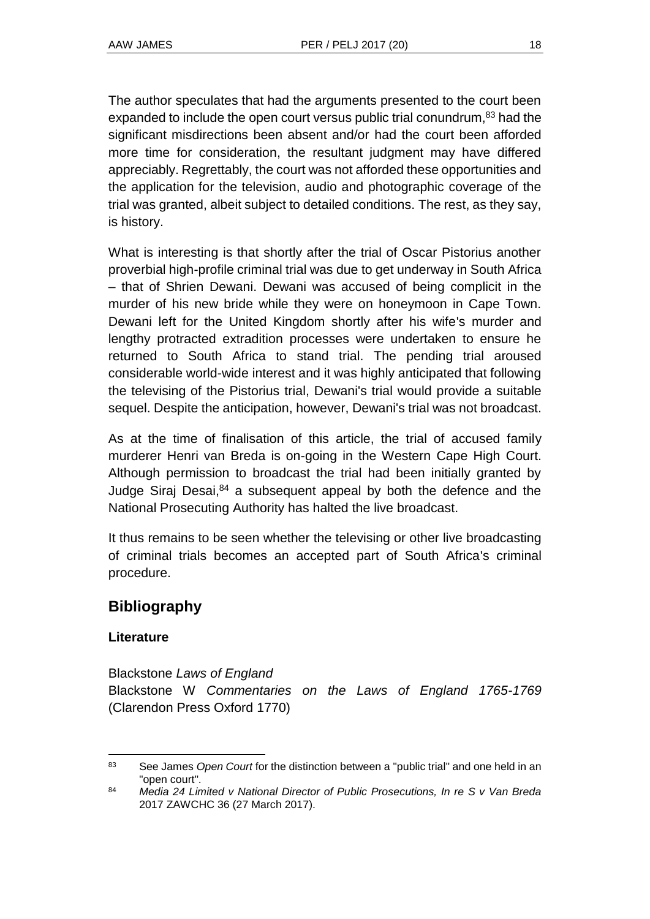The author speculates that had the arguments presented to the court been expanded to include the open court versus public trial conundrum,[83] had the significant misdirections been absent and/or had the court been afforded more time for consideration, the resultant judgment may have differed appreciably. Regrettably, the court was not afforded these opportunities and the application for the television, audio and photographic coverage of the trial was granted, albeit subject to detailed conditions. The rest, as they say, is history.

What is interesting is that shortly after the trial of Oscar Pistorius another proverbial high-profile criminal trial was due to get underway in South Africa – that of Shrien Dewani. Dewani was accused of being complicit in the murder of his new bride while they were on honeymoon in Cape Town. Dewani left for the United Kingdom shortly after his wife's murder and lengthy protracted extradition processes were undertaken to ensure he returned to South Africa to stand trial. The pending trial aroused considerable world-wide interest and it was highly anticipated that following the televising of the Pistorius trial, Dewani's trial would provide a suitable sequel. Despite the anticipation, however, Dewani's trial was not broadcast.

As at the time of finalisation of this article, the trial of accused family murderer Henri van Breda is on-going in the Western Cape High Court. Although permission to broadcast the trial had been initially granted by Judge Siraj Desai,[84] a subsequent appeal by both the defence and the National Prosecuting Authority has halted the live broadcast.

It thus remains to be seen whether the televising or other live broadcasting of criminal trials becomes an accepted part of South Africa's criminal procedure.

## Bibliography

### Literature

Blackstone *Laws of England*
Blackstone W *Commentaries on the Laws of England 1765-1769* (Clarendon Press Oxford 1770)

---

[83] See James *Open Court* for the distinction between a "public trial" and one held in an "open court".

[84] *Media 24 Limited v National Director of Public Prosecutions, In re S v Van Breda* 2017 ZAWCHC 36 (27 March 2017).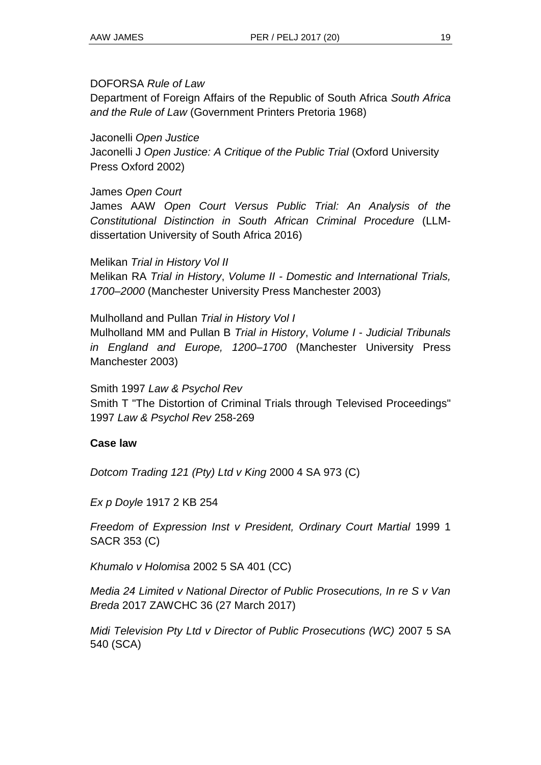DOFORSA *Rule of Law*

Department of Foreign Affairs of the Republic of South Africa *South Africa and the Rule of Law* (Government Printers Pretoria 1968)

Jaconelli *Open Justice*

Jaconelli J *Open Justice: A Critique of the Public Trial* (Oxford University Press Oxford 2002)

James *Open Court*

James AAW *Open Court Versus Public Trial: An Analysis of the Constitutional Distinction in South African Criminal Procedure* (LLM-dissertation University of South Africa 2016)

Melikan *Trial in History Vol II*

Melikan RA *Trial in History*, *Volume II - Domestic and International Trials, 1700–2000* (Manchester University Press Manchester 2003)

Mulholland and Pullan *Trial in History Vol I*

Mulholland MM and Pullan B *Trial in History*, *Volume I* - *Judicial Tribunals in England and Europe, 1200–1700* (Manchester University Press Manchester 2003)

Smith 1997 *Law & Psychol Rev*

Smith T "The Distortion of Criminal Trials through Televised Proceedings" 1997 *Law & Psychol Rev* 258-269

**Case law**

*Dotcom Trading 121 (Pty) Ltd v King* 2000 4 SA 973 (C)

*Ex p Doyle* 1917 2 KB 254

*Freedom of Expression Inst v President, Ordinary Court Martial* 1999 1 SACR 353 (C)

*Khumalo v Holomisa* 2002 5 SA 401 (CC)

*Media 24 Limited v National Director of Public Prosecutions, In re S v Van Breda* 2017 ZAWCHC 36 (27 March 2017)

*Midi Television Pty Ltd v Director of Public Prosecutions (WC)* 2007 5 SA 540 (SCA)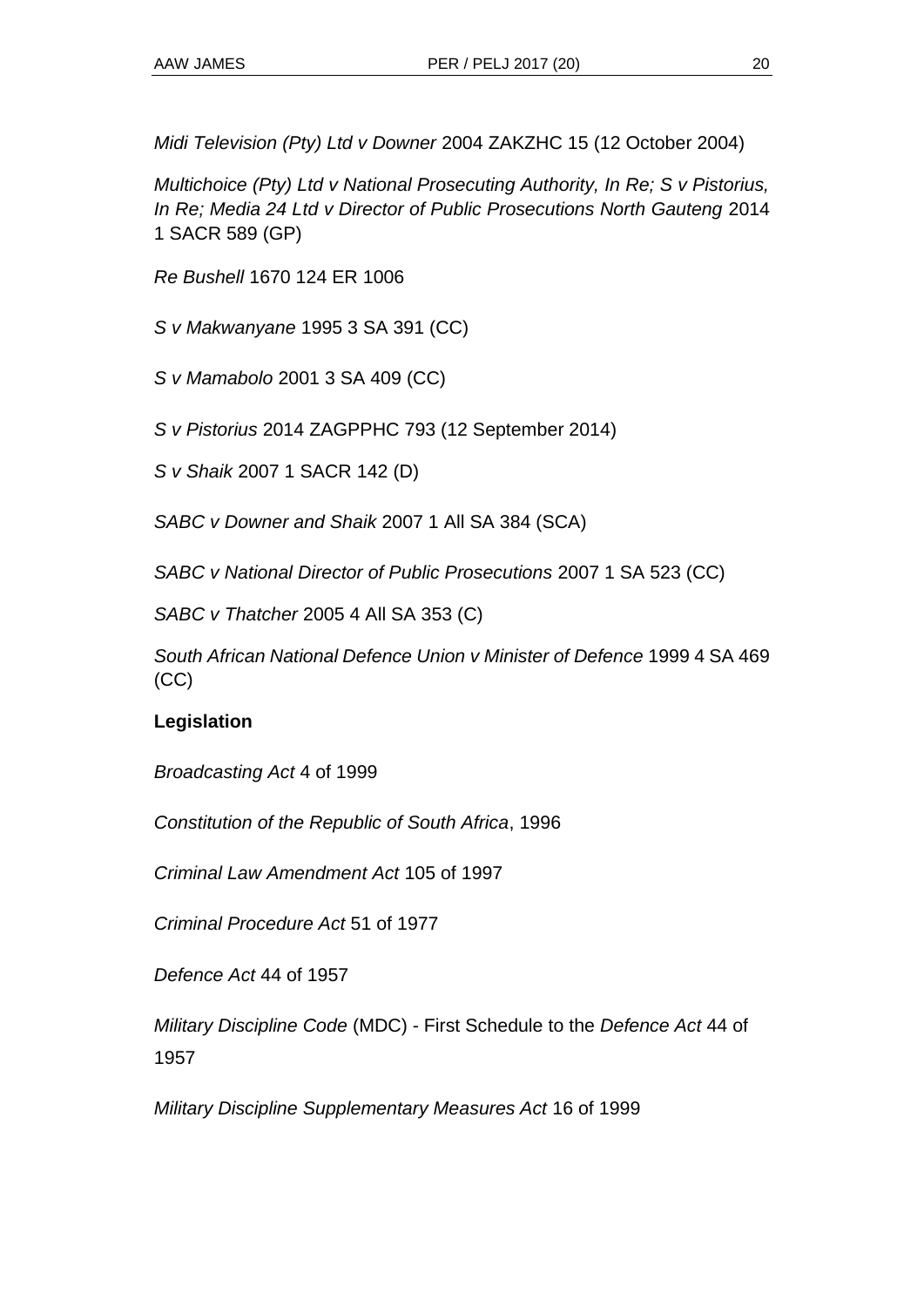*Midi Television (Pty) Ltd v Downer* 2004 ZAKZHC 15 (12 October 2004)

*Multichoice (Pty) Ltd v National Prosecuting Authority, In Re; S v Pistorius, In Re; Media 24 Ltd v Director of Public Prosecutions North Gauteng* 2014 1 SACR 589 (GP)

*Re Bushell* 1670 124 ER 1006

*S v Makwanyane* 1995 3 SA 391 (CC)

*S v Mamabolo* 2001 3 SA 409 (CC)

*S v Pistorius* 2014 ZAGPPHC 793 (12 September 2014)

*S v Shaik* 2007 1 SACR 142 (D)

*SABC v Downer and Shaik* 2007 1 All SA 384 (SCA)

*SABC v National Director of Public Prosecutions* 2007 1 SA 523 (CC)

*SABC v Thatcher* 2005 4 All SA 353 (C)

*South African National Defence Union v Minister of Defence* 1999 4 SA 469 (CC)

**Legislation**

*Broadcasting Act* 4 of 1999

*Constitution of the Republic of South Africa*, 1996

*Criminal Law Amendment Act* 105 of 1997

*Criminal Procedure Act* 51 of 1977

*Defence Act* 44 of 1957

*Military Discipline Code* (MDC) - First Schedule to the *Defence Act* 44 of 1957

*Military Discipline Supplementary Measures Act* 16 of 1999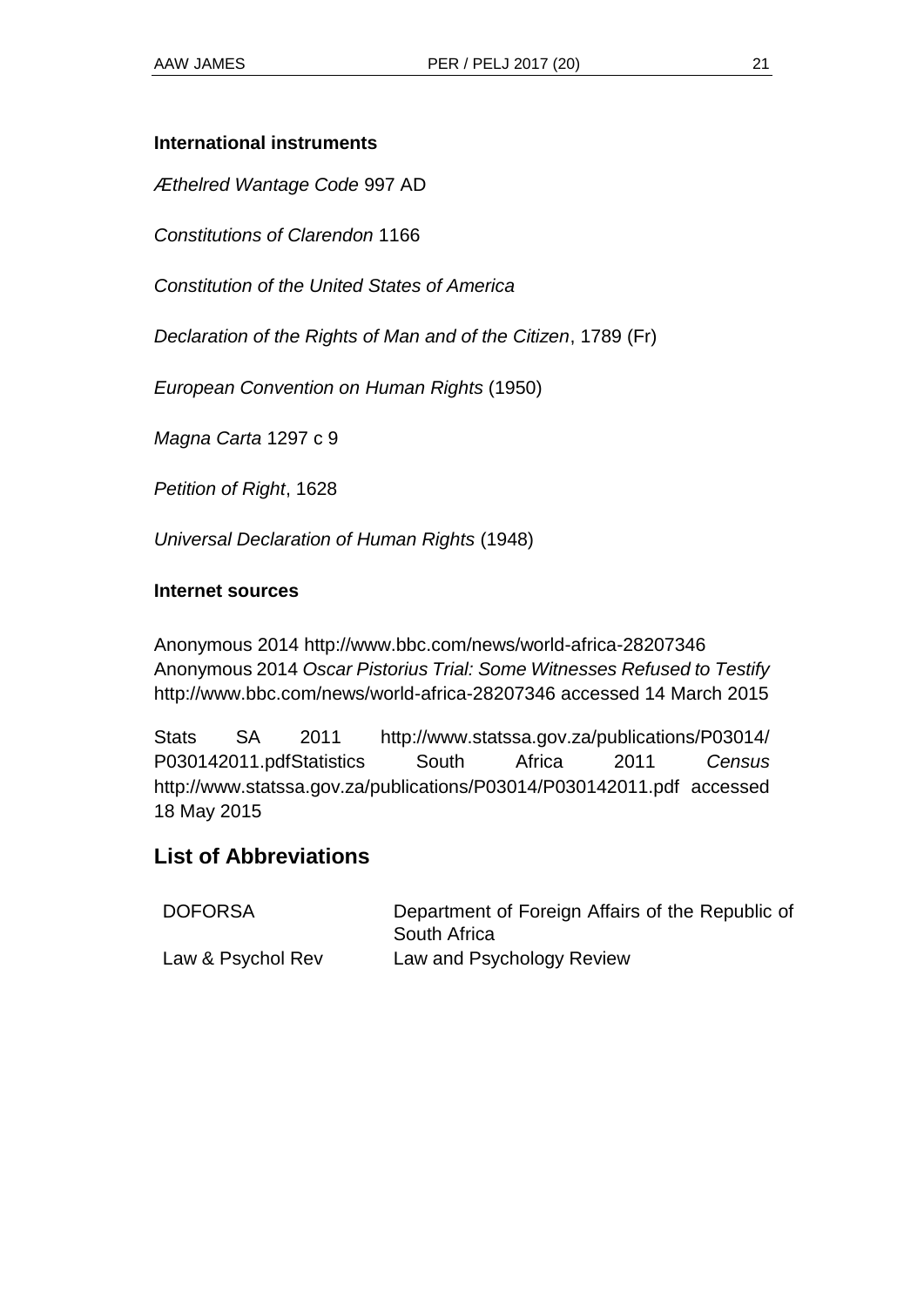**International instruments**

*Æthelred Wantage Code* 997 AD

*Constitutions of Clarendon* 1166

*Constitution of the United States of America*

*Declaration of the Rights of Man and of the Citizen*, 1789 (Fr)

*European Convention on Human Rights* (1950)

*Magna Carta* 1297 c 9

*Petition of Right*, 1628

*Universal Declaration of Human Rights* (1948)

**Internet sources**

Anonymous 2014 http://www.bbc.com/news/world-africa-28207346
Anonymous 2014 *Oscar Pistorius Trial: Some Witnesses Refused to Testify* http://www.bbc.com/news/world-africa-28207346 accessed 14 March 2015

Stats SA 2011 http://www.statssa.gov.za/publications/P03014/P030142011.pdfStatistics South Africa 2011 *Census* http://www.statssa.gov.za/publications/P03014/P030142011.pdf accessed 18 May 2015

## List of Abbreviations

| | |
|---|---|
| DOFORSA | Department of Foreign Affairs of the Republic of South Africa |
| Law & Psychol Rev | Law and Psychology Review |